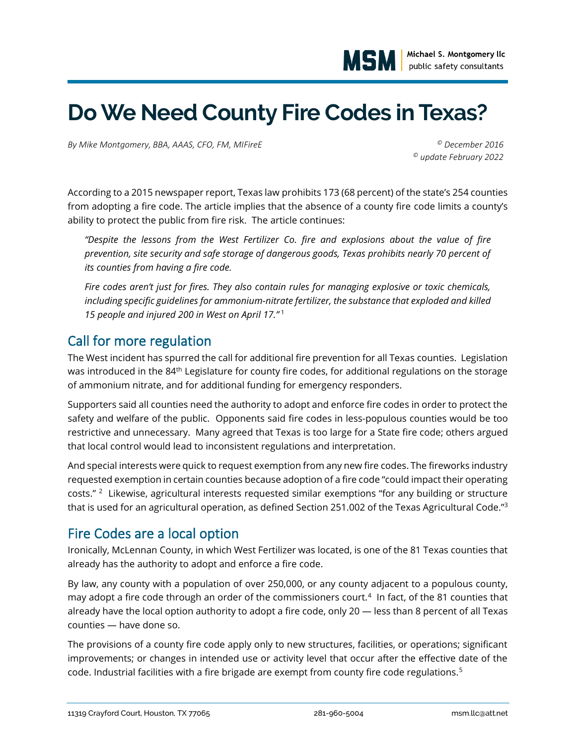# Do We Need County Fire Codes in Texas?

*By Mike Montgomery, BBA, AAAS, CFO, FM, MIFireE*

*© December 2016*
*© update February 2022*

According to a 2015 newspaper report, Texas law prohibits 173 (68 percent) of the state's 254 counties from adopting a fire code. The article implies that the absence of a county fire code limits a county's ability to protect the public from fire risk. The article continues:

> *"Despite the lessons from the West Fertilizer Co. fire and explosions about the value of fire prevention, site security and safe storage of dangerous goods, Texas prohibits nearly 70 percent of its counties from having a fire code.*
>
> *Fire codes aren't just for fires. They also contain rules for managing explosive or toxic chemicals, including specific guidelines for ammonium-nitrate fertilizer, the substance that exploded and killed 15 people and injured 200 in West on April 17."* [1]

## Call for more regulation

The West incident has spurred the call for additional fire prevention for all Texas counties. Legislation was introduced in the 84th Legislature for county fire codes, for additional regulations on the storage of ammonium nitrate, and for additional funding for emergency responders.

Supporters said all counties need the authority to adopt and enforce fire codes in order to protect the safety and welfare of the public. Opponents said fire codes in less-populous counties would be too restrictive and unnecessary. Many agreed that Texas is too large for a State fire code; others argued that local control would lead to inconsistent regulations and interpretation.

And special interests were quick to request exemption from any new fire codes. The fireworks industry requested exemption in certain counties because adoption of a fire code "could impact their operating costs." [2] Likewise, agricultural interests requested similar exemptions "for any building or structure that is used for an agricultural operation, as defined Section 251.002 of the Texas Agricultural Code."[3]

## Fire Codes are a local option

Ironically, McLennan County, in which West Fertilizer was located, is one of the 81 Texas counties that already has the authority to adopt and enforce a fire code.

By law, any county with a population of over 250,000, or any county adjacent to a populous county, may adopt a fire code through an order of the commissioners court.[4] In fact, of the 81 counties that already have the local option authority to adopt a fire code, only 20 — less than 8 percent of all Texas counties — have done so.

The provisions of a county fire code apply only to new structures, facilities, or operations; significant improvements; or changes in intended use or activity level that occur after the effective date of the code. Industrial facilities with a fire brigade are exempt from county fire code regulations.[5]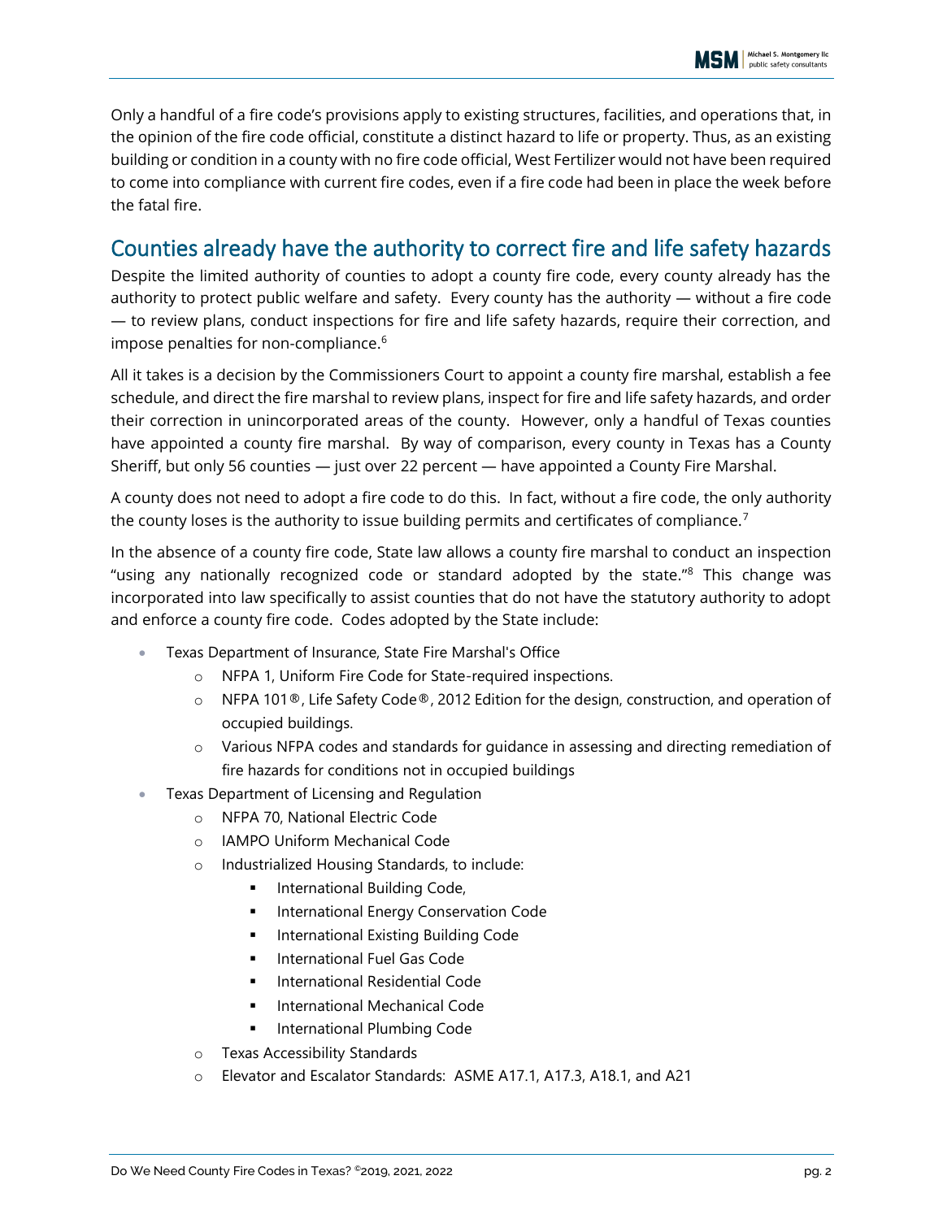Only a handful of a fire code's provisions apply to existing structures, facilities, and operations that, in the opinion of the fire code official, constitute a distinct hazard to life or property. Thus, as an existing building or condition in a county with no fire code official, West Fertilizer would not have been required to come into compliance with current fire codes, even if a fire code had been in place the week before the fatal fire.

## Counties already have the authority to correct fire and life safety hazards

Despite the limited authority of counties to adopt a county fire code, every county already has the authority to protect public welfare and safety. Every county has the authority — without a fire code — to review plans, conduct inspections for fire and life safety hazards, require their correction, and impose penalties for non-compliance.[6]

All it takes is a decision by the Commissioners Court to appoint a county fire marshal, establish a fee schedule, and direct the fire marshal to review plans, inspect for fire and life safety hazards, and order their correction in unincorporated areas of the county. However, only a handful of Texas counties have appointed a county fire marshal. By way of comparison, every county in Texas has a County Sheriff, but only 56 counties — just over 22 percent — have appointed a County Fire Marshal.

A county does not need to adopt a fire code to do this. In fact, without a fire code, the only authority the county loses is the authority to issue building permits and certificates of compliance.[7]

In the absence of a county fire code, State law allows a county fire marshal to conduct an inspection "using any nationally recognized code or standard adopted by the state."[8] This change was incorporated into law specifically to assist counties that do not have the statutory authority to adopt and enforce a county fire code. Codes adopted by the State include:

- Texas Department of Insurance, State Fire Marshal's Office
  - NFPA 1, Uniform Fire Code for State-required inspections.
  - NFPA 101®, Life Safety Code®, 2012 Edition for the design, construction, and operation of occupied buildings.
  - Various NFPA codes and standards for guidance in assessing and directing remediation of fire hazards for conditions not in occupied buildings
- Texas Department of Licensing and Regulation
  - NFPA 70, National Electric Code
  - IAMPO Uniform Mechanical Code
  - Industrialized Housing Standards, to include:
    - International Building Code,
    - International Energy Conservation Code
    - International Existing Building Code
    - International Fuel Gas Code
    - International Residential Code
    - International Mechanical Code
    - International Plumbing Code
  - Texas Accessibility Standards
  - Elevator and Escalator Standards: ASME A17.1, A17.3, A18.1, and A21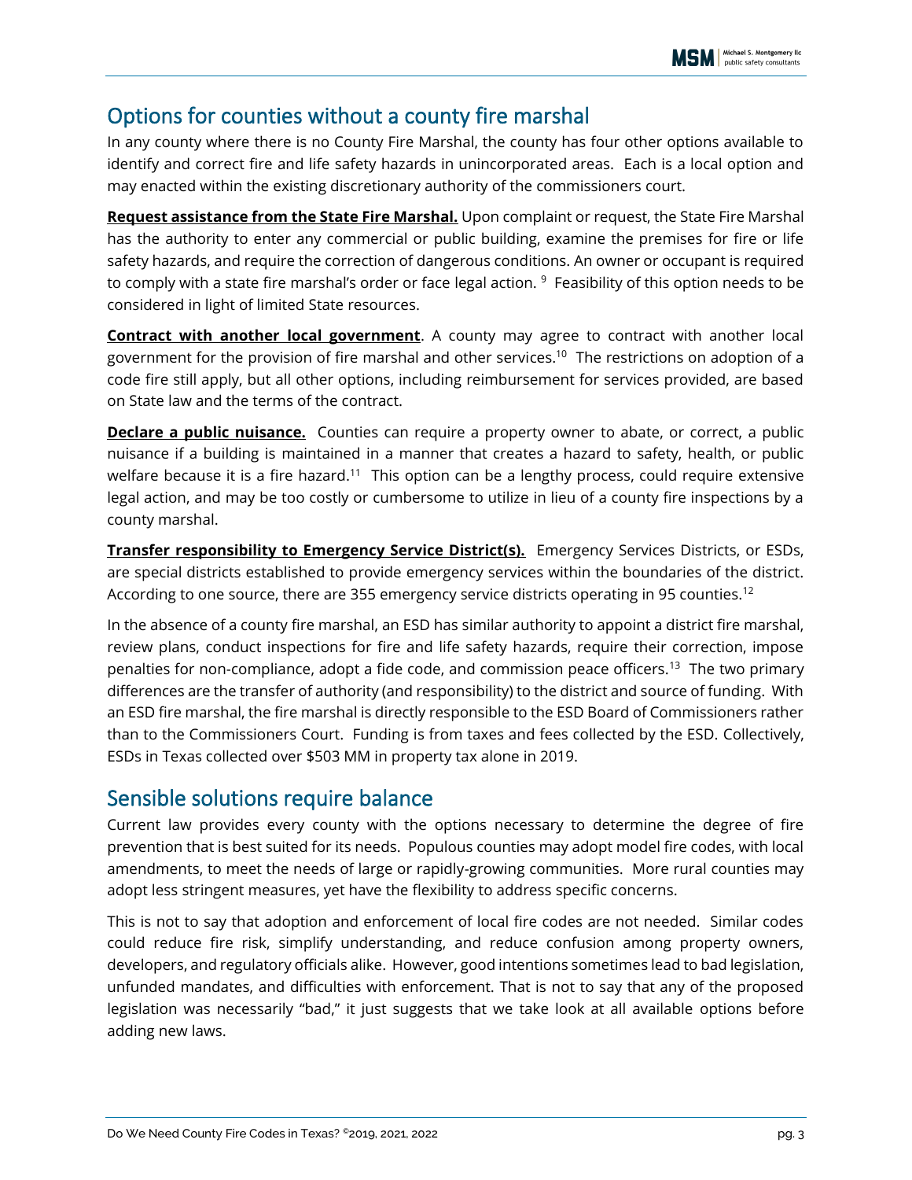## Options for counties without a county fire marshal

In any county where there is no County Fire Marshal, the county has four other options available to identify and correct fire and life safety hazards in unincorporated areas. Each is a local option and may enacted within the existing discretionary authority of the commissioners court.

**Request assistance from the State Fire Marshal.** Upon complaint or request, the State Fire Marshal has the authority to enter any commercial or public building, examine the premises for fire or life safety hazards, and require the correction of dangerous conditions. An owner or occupant is required to comply with a state fire marshal's order or face legal action. [9] Feasibility of this option needs to be considered in light of limited State resources.

**Contract with another local government**. A county may agree to contract with another local government for the provision of fire marshal and other services.[10] The restrictions on adoption of a code fire still apply, but all other options, including reimbursement for services provided, are based on State law and the terms of the contract.

**Declare a public nuisance.** Counties can require a property owner to abate, or correct, a public nuisance if a building is maintained in a manner that creates a hazard to safety, health, or public welfare because it is a fire hazard.[11] This option can be a lengthy process, could require extensive legal action, and may be too costly or cumbersome to utilize in lieu of a county fire inspections by a county marshal.

**Transfer responsibility to Emergency Service District(s).** Emergency Services Districts, or ESDs, are special districts established to provide emergency services within the boundaries of the district. According to one source, there are 355 emergency service districts operating in 95 counties.[12]

In the absence of a county fire marshal, an ESD has similar authority to appoint a district fire marshal, review plans, conduct inspections for fire and life safety hazards, require their correction, impose penalties for non-compliance, adopt a fide code, and commission peace officers.[13] The two primary differences are the transfer of authority (and responsibility) to the district and source of funding. With an ESD fire marshal, the fire marshal is directly responsible to the ESD Board of Commissioners rather than to the Commissioners Court. Funding is from taxes and fees collected by the ESD. Collectively, ESDs in Texas collected over $503 MM in property tax alone in 2019.

## Sensible solutions require balance

Current law provides every county with the options necessary to determine the degree of fire prevention that is best suited for its needs. Populous counties may adopt model fire codes, with local amendments, to meet the needs of large or rapidly-growing communities. More rural counties may adopt less stringent measures, yet have the flexibility to address specific concerns.

This is not to say that adoption and enforcement of local fire codes are not needed. Similar codes could reduce fire risk, simplify understanding, and reduce confusion among property owners, developers, and regulatory officials alike. However, good intentions sometimes lead to bad legislation, unfunded mandates, and difficulties with enforcement. That is not to say that any of the proposed legislation was necessarily "bad," it just suggests that we take look at all available options before adding new laws.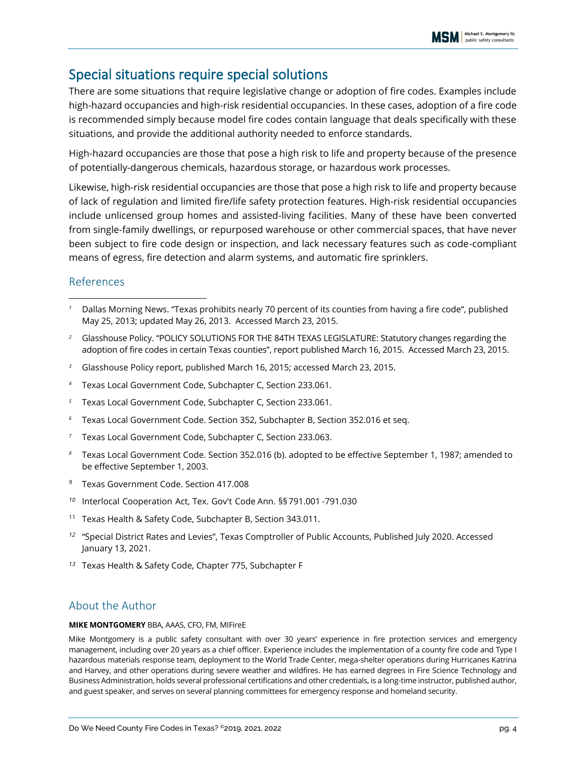## Special situations require special solutions

There are some situations that require legislative change or adoption of fire codes. Examples include high-hazard occupancies and high-risk residential occupancies. In these cases, adoption of a fire code is recommended simply because model fire codes contain language that deals specifically with these situations, and provide the additional authority needed to enforce standards.

High-hazard occupancies are those that pose a high risk to life and property because of the presence of potentially-dangerous chemicals, hazardous storage, or hazardous work processes.

Likewise, high-risk residential occupancies are those that pose a high risk to life and property because of lack of regulation and limited fire/life safety protection features. High-risk residential occupancies include unlicensed group homes and assisted-living facilities. Many of these have been converted from single-family dwellings, or repurposed warehouse or other commercial spaces, that have never been subject to fire code design or inspection, and lack necessary features such as code-compliant means of egress, fire detection and alarm systems, and automatic fire sprinklers.

### References

[1] Dallas Morning News. "Texas prohibits nearly 70 percent of its counties from having a fire code", published May 25, 2013; updated May 26, 2013. Accessed March 23, 2015.

[2] Glasshouse Policy. "POLICY SOLUTIONS FOR THE 84TH TEXAS LEGISLATURE: Statutory changes regarding the adoption of fire codes in certain Texas counties", report published March 16, 2015. Accessed March 23, 2015.

[3] Glasshouse Policy report, published March 16, 2015; accessed March 23, 2015.

[4] Texas Local Government Code, Subchapter C, Section 233.061.

[5] Texas Local Government Code, Subchapter C, Section 233.061.

[6] Texas Local Government Code. Section 352, Subchapter B, Section 352.016 et seq.

[7] Texas Local Government Code, Subchapter C, Section 233.063.

[8] Texas Local Government Code. Section 352.016 (b). adopted to be effective September 1, 1987; amended to be effective September 1, 2003.

[9] Texas Government Code. Section 417.008

[10] Interlocal Cooperation Act, Tex. Gov't Code Ann. §§ 791.001 -791.030

[11] Texas Health & Safety Code, Subchapter B, Section 343.011.

[12] "Special District Rates and Levies", Texas Comptroller of Public Accounts, Published July 2020. Accessed January 13, 2021.

[13] Texas Health & Safety Code, Chapter 775, Subchapter F

### About the Author

**MIKE MONTGOMERY** BBA, AAAS, CFO, FM, MIFireE

Mike Montgomery is a public safety consultant with over 30 years' experience in fire protection services and emergency management, including over 20 years as a chief officer. Experience includes the implementation of a county fire code and Type I hazardous materials response team, deployment to the World Trade Center, mega-shelter operations during Hurricanes Katrina and Harvey, and other operations during severe weather and wildfires. He has earned degrees in Fire Science Technology and Business Administration, holds several professional certifications and other credentials, is a long-time instructor, published author, and guest speaker, and serves on several planning committees for emergency response and homeland security.